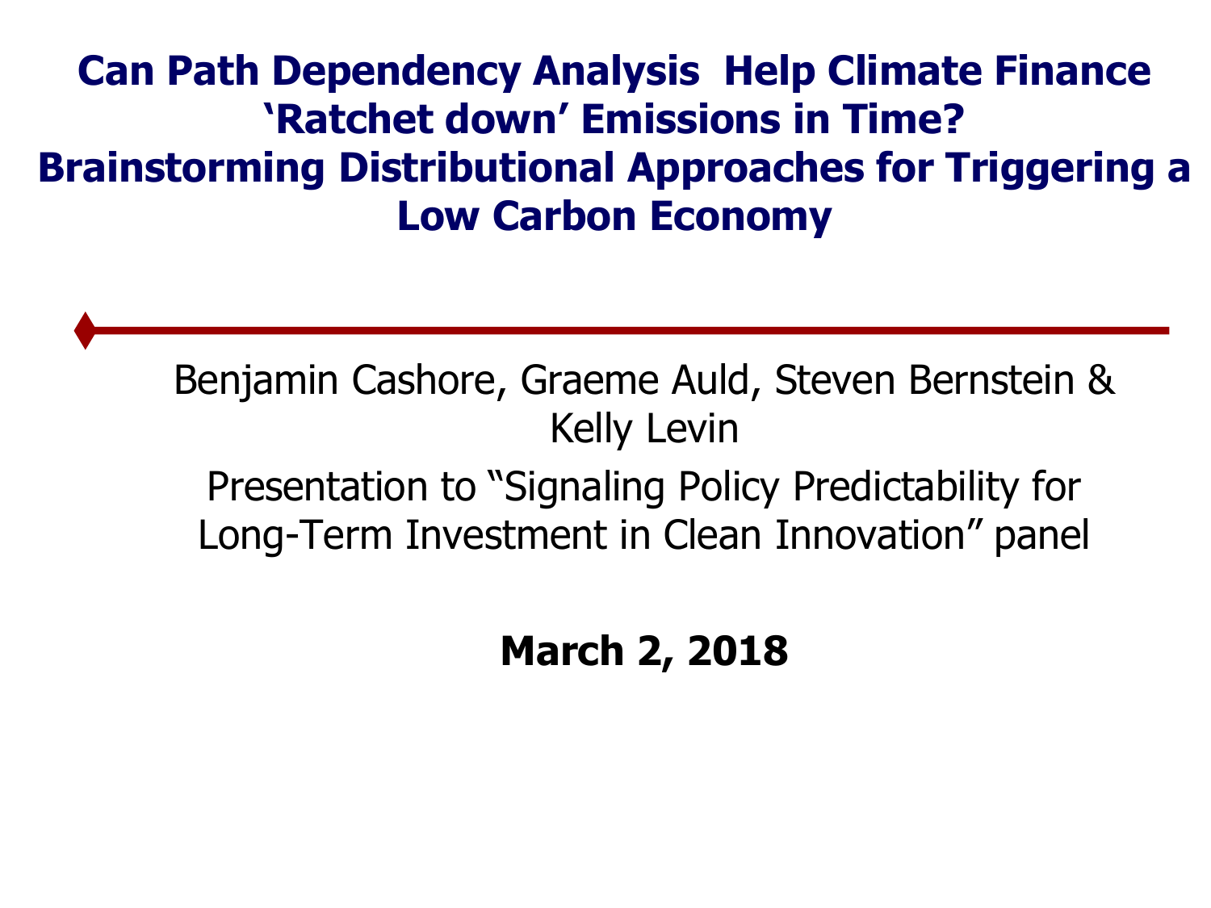# Can Path Dependency Analysis Help Climate Finance 'Ratchet down' Emissions in Time? Brainstorming Distributional Approaches for Triggering a Low Carbon Economy

Benjamin Cashore, Graeme Auld, Steven Bernstein & Kelly Levin

Presentation to "Signaling Policy Predictability for Long-Term Investment in Clean Innovation" panel

**March 2, 2018**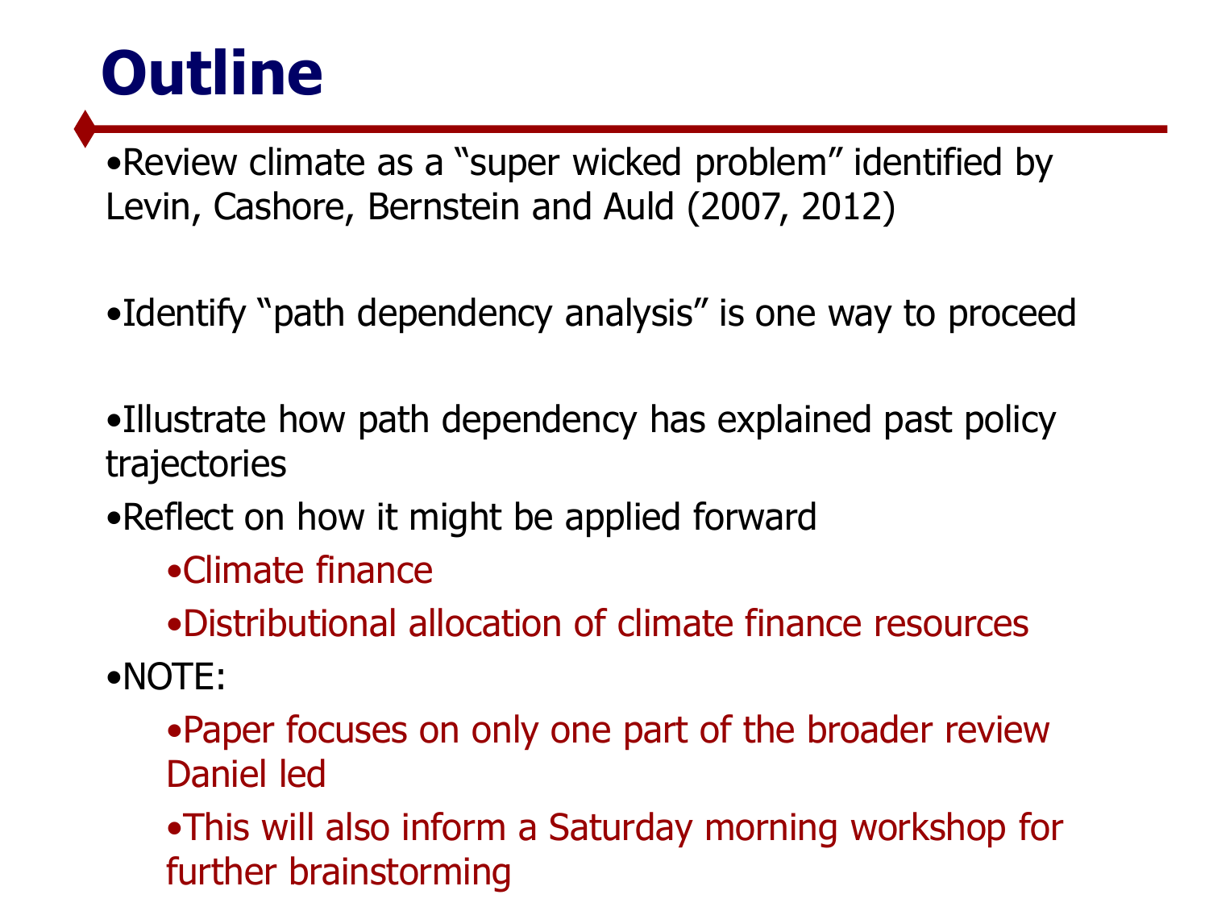# Outline

- Review climate as a "super wicked problem" identified by Levin, Cashore, Bernstein and Auld (2007, 2012)
- Identify "path dependency analysis" is one way to proceed
- Illustrate how path dependency has explained past policy trajectories
- Reflect on how it might be applied forward
    - Climate finance
    - Distributional allocation of climate finance resources
- NOTE:
    - Paper focuses on only one part of the broader review Daniel led
    - This will also inform a Saturday morning workshop for further brainstorming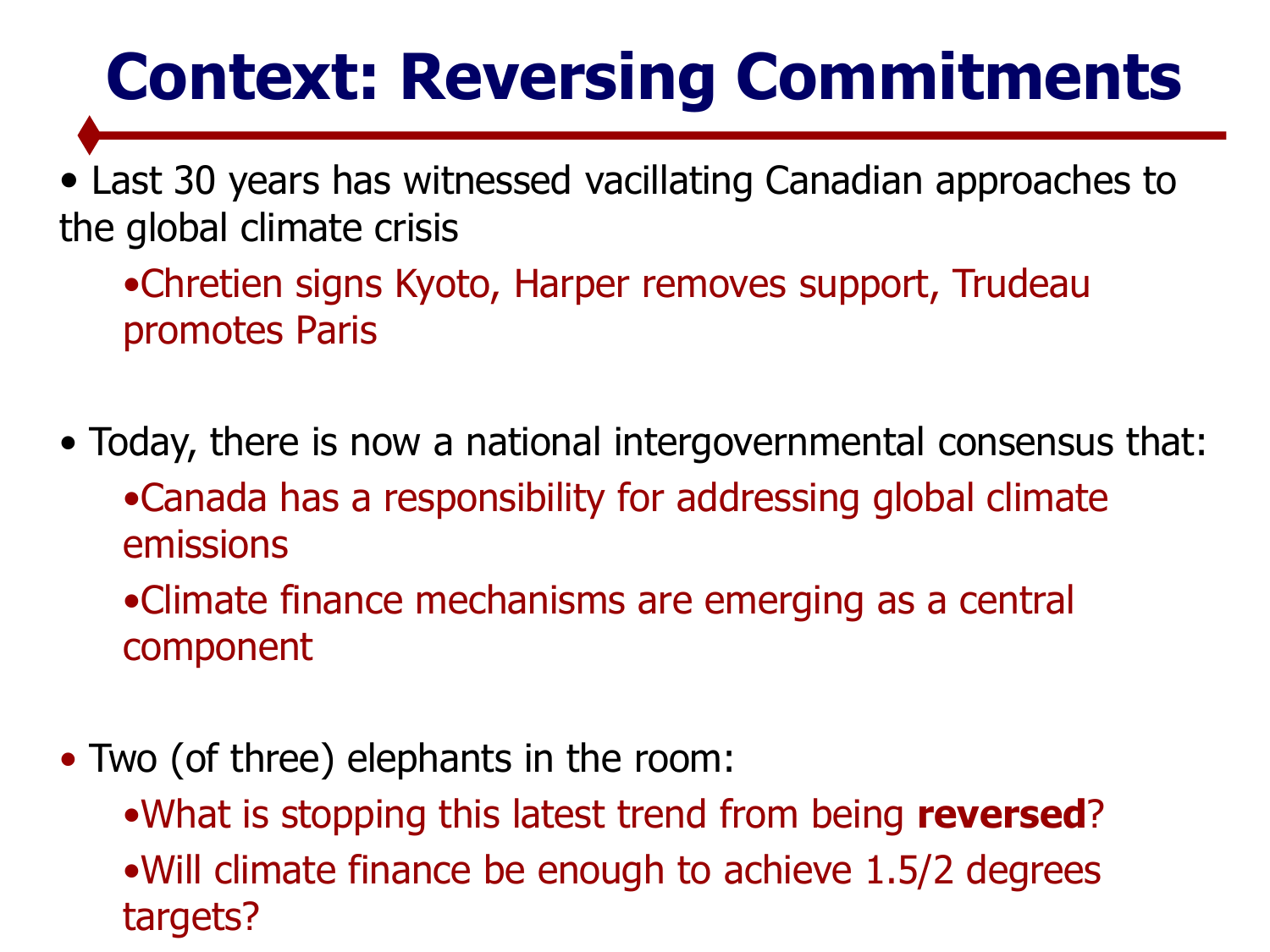# Context: Reversing Commitments

- Last 30 years has witnessed vacillating Canadian approaches to the global climate crisis
  - Chretien signs Kyoto, Harper removes support, Trudeau promotes Paris

- Today, there is now a national intergovernmental consensus that:
  - Canada has a responsibility for addressing global climate emissions
  - Climate finance mechanisms are emerging as a central component

- Two (of three) elephants in the room:
  - What is stopping this latest trend from being **reversed**?
  - Will climate finance be enough to achieve 1.5/2 degrees targets?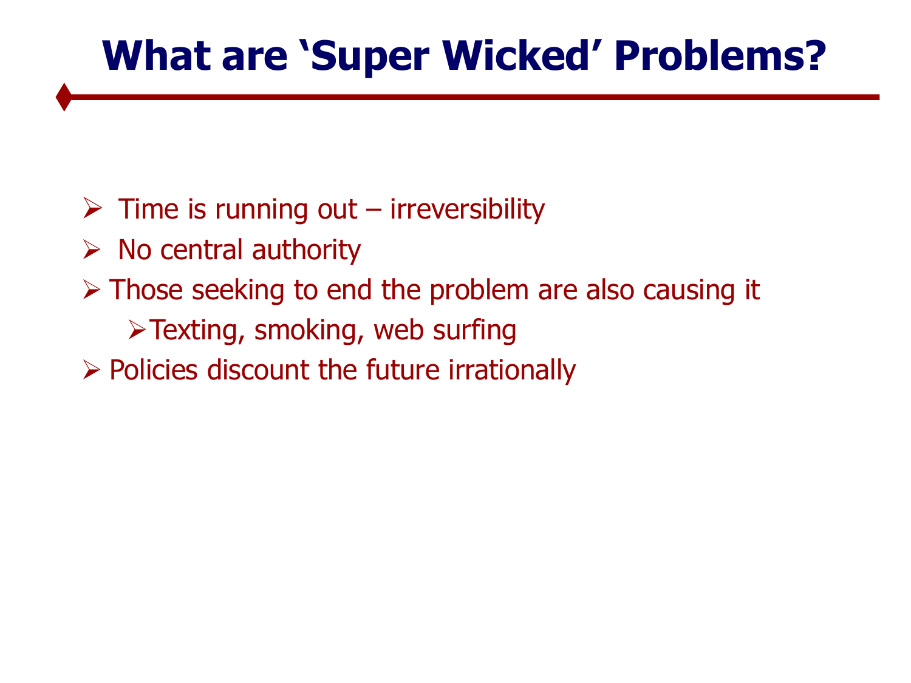# What are 'Super Wicked' Problems?

- Time is running out – irreversibility
- No central authority
- Those seeking to end the problem are also causing it
  - Texting, smoking, web surfing
- Policies discount the future irrationally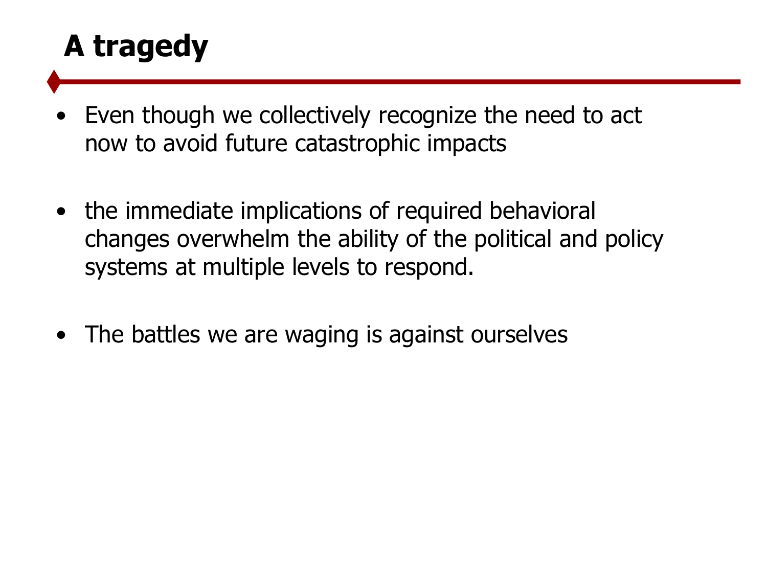# A tragedy

- Even though we collectively recognize the need to act now to avoid future catastrophic impacts
- the immediate implications of required behavioral changes overwhelm the ability of the political and policy systems at multiple levels to respond.
- The battles we are waging is against ourselves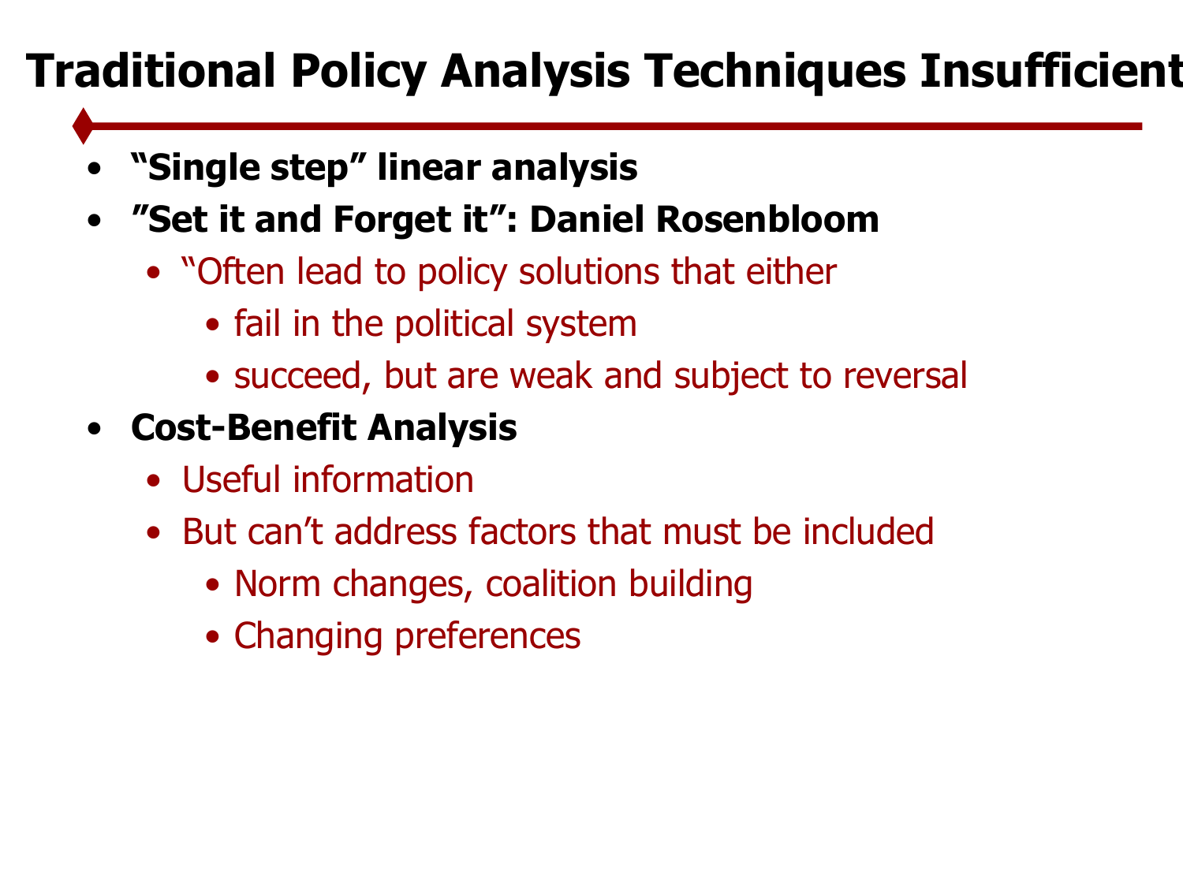# Traditional Policy Analysis Techniques Insufficient

- **"Single step" linear analysis**
- **"Set it and Forget it": Daniel Rosenbloom**
  - "Often lead to policy solutions that either
    - fail in the political system
    - succeed, but are weak and subject to reversal
- **Cost-Benefit Analysis**
  - Useful information
  - But can't address factors that must be included
    - Norm changes, coalition building
    - Changing preferences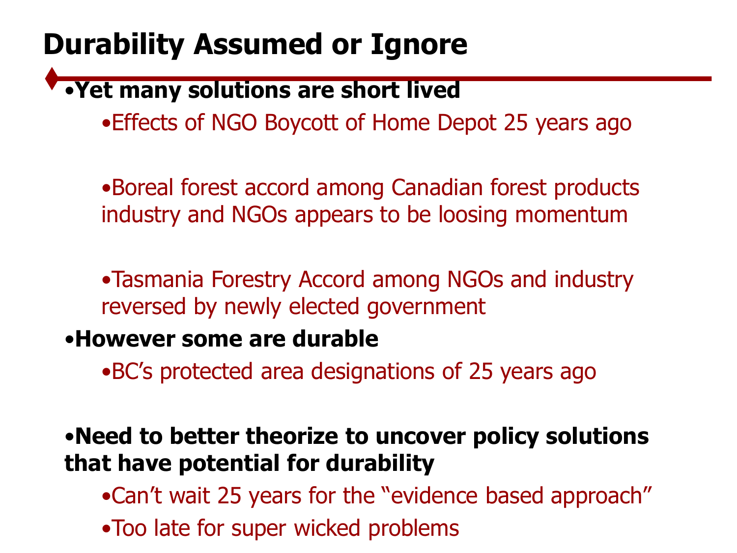# Durability Assumed or Ignore

- **Yet many solutions are short lived**
  - Effects of NGO Boycott of Home Depot 25 years ago
  - Boreal forest accord among Canadian forest products industry and NGOs appears to be loosing momentum
  - Tasmania Forestry Accord among NGOs and industry reversed by newly elected government
- **However some are durable**
  - BC's protected area designations of 25 years ago
- **Need to better theorize to uncover policy solutions that have potential for durability**
  - Can't wait 25 years for the "evidence based approach"
  - Too late for super wicked problems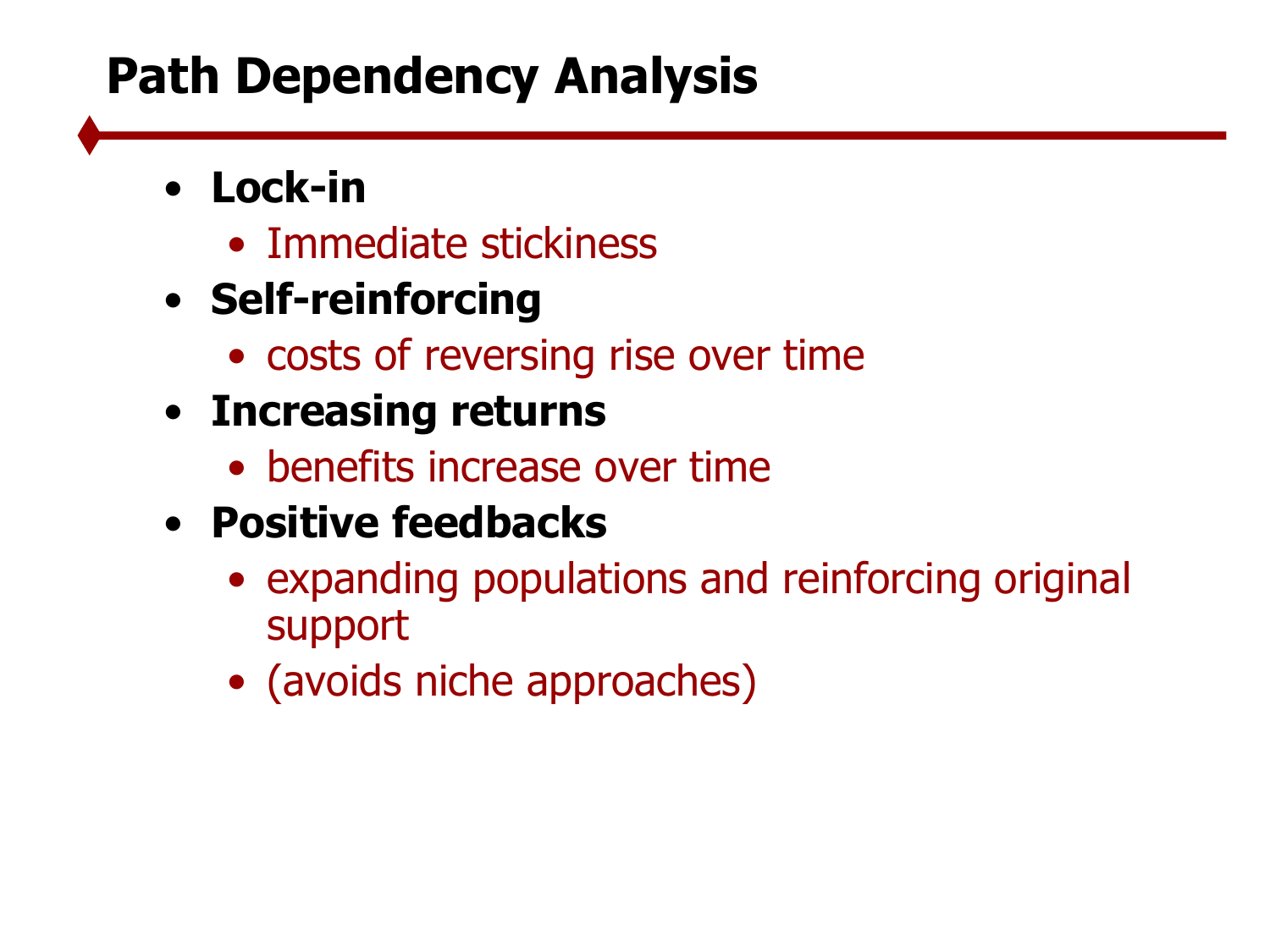# Path Dependency Analysis

- **Lock-in**
  - Immediate stickiness
- **Self-reinforcing**
  - costs of reversing rise over time
- **Increasing returns**
  - benefits increase over time
- **Positive feedbacks**
  - expanding populations and reinforcing original support
  - (avoids niche approaches)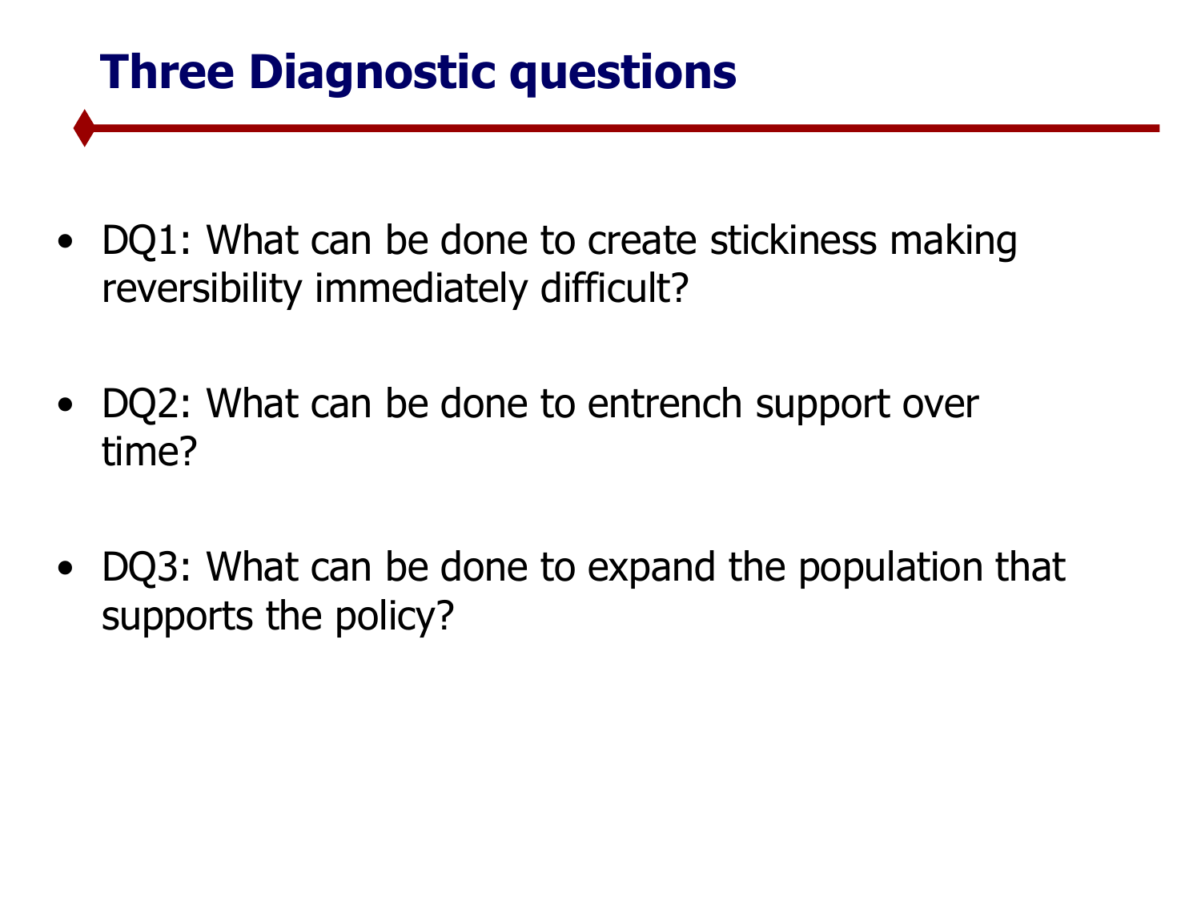# Three Diagnostic questions

- DQ1: What can be done to create stickiness making reversibility immediately difficult?
- DQ2: What can be done to entrench support over time?
- DQ3: What can be done to expand the population that supports the policy?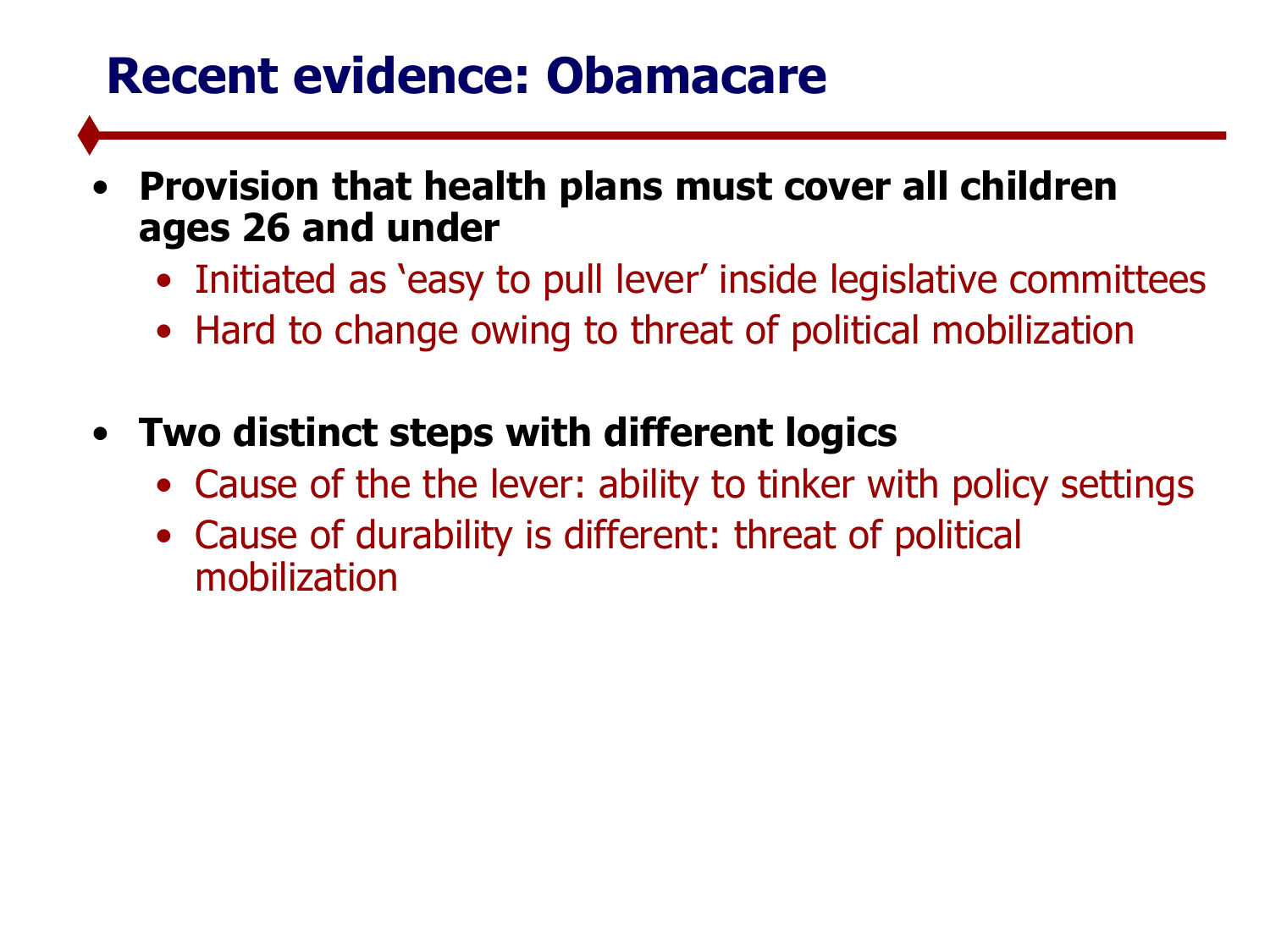# Recent evidence: Obamacare

- **Provision that health plans must cover all children ages 26 and under**
  - Initiated as ‘easy to pull lever’ inside legislative committees
  - Hard to change owing to threat of political mobilization

- **Two distinct steps with different logics**
  - Cause of the the lever: ability to tinker with policy settings
  - Cause of durability is different: threat of political mobilization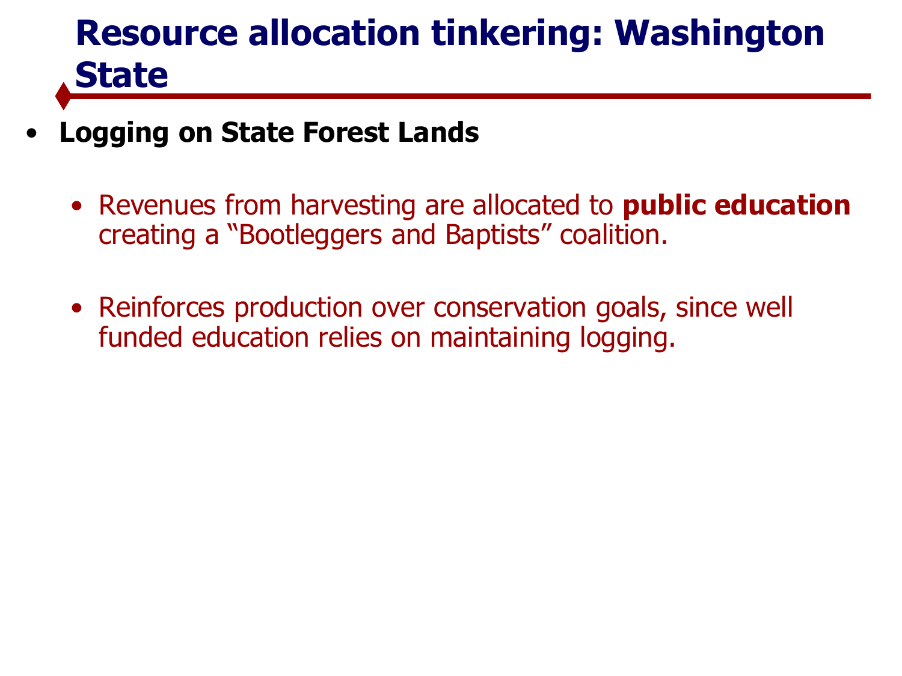# Resource allocation tinkering: Washington State

- **Logging on State Forest Lands**
  - Revenues from harvesting are allocated to **public education** creating a "Bootleggers and Baptists" coalition.
  - Reinforces production over conservation goals, since well funded education relies on maintaining logging.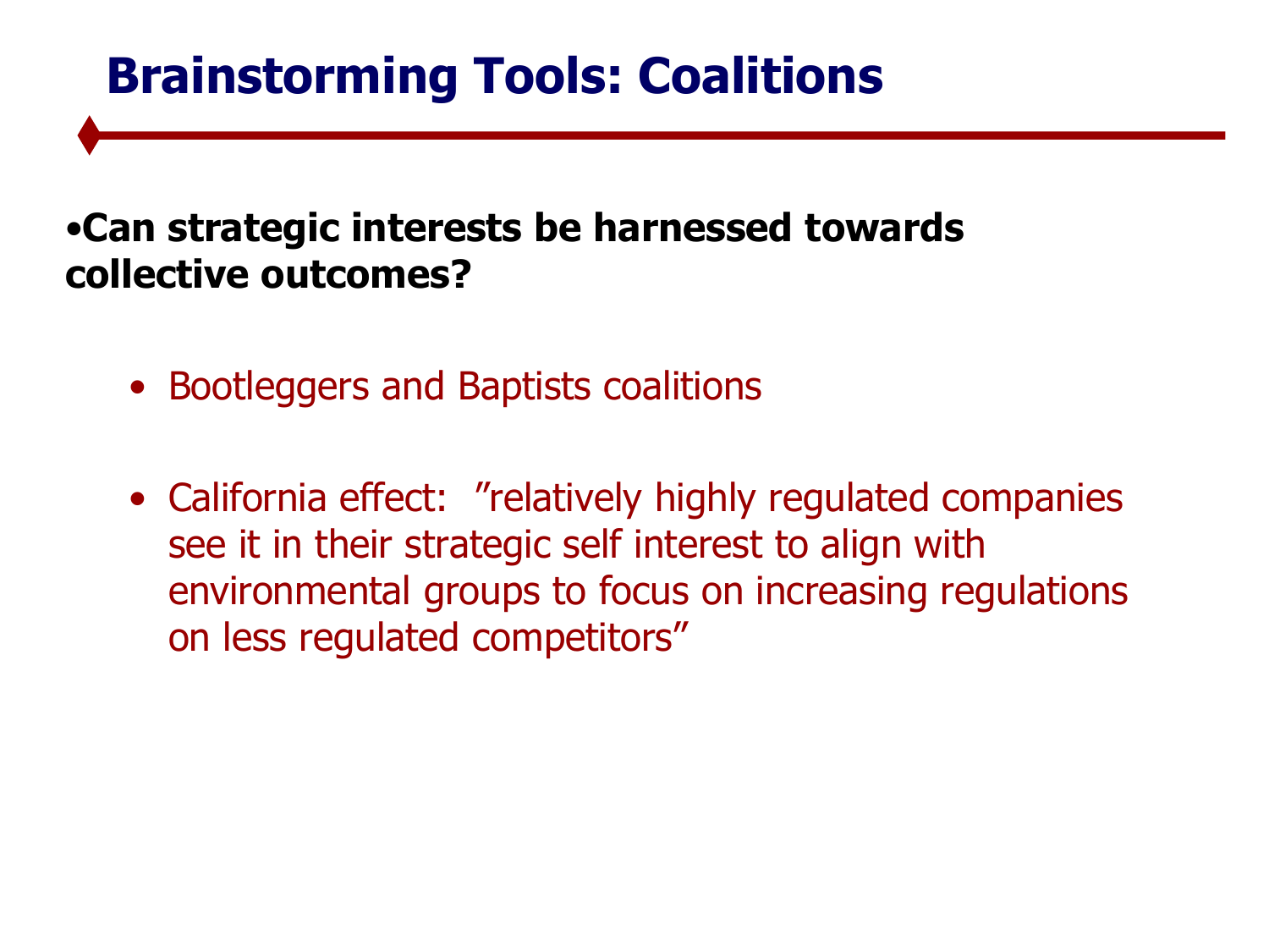# Brainstorming Tools: Coalitions

- **Can strategic interests be harnessed towards collective outcomes?**

  - Bootleggers and Baptists coalitions

  - California effect: ”relatively highly regulated companies see it in their strategic self interest to align with environmental groups to focus on increasing regulations on less regulated competitors”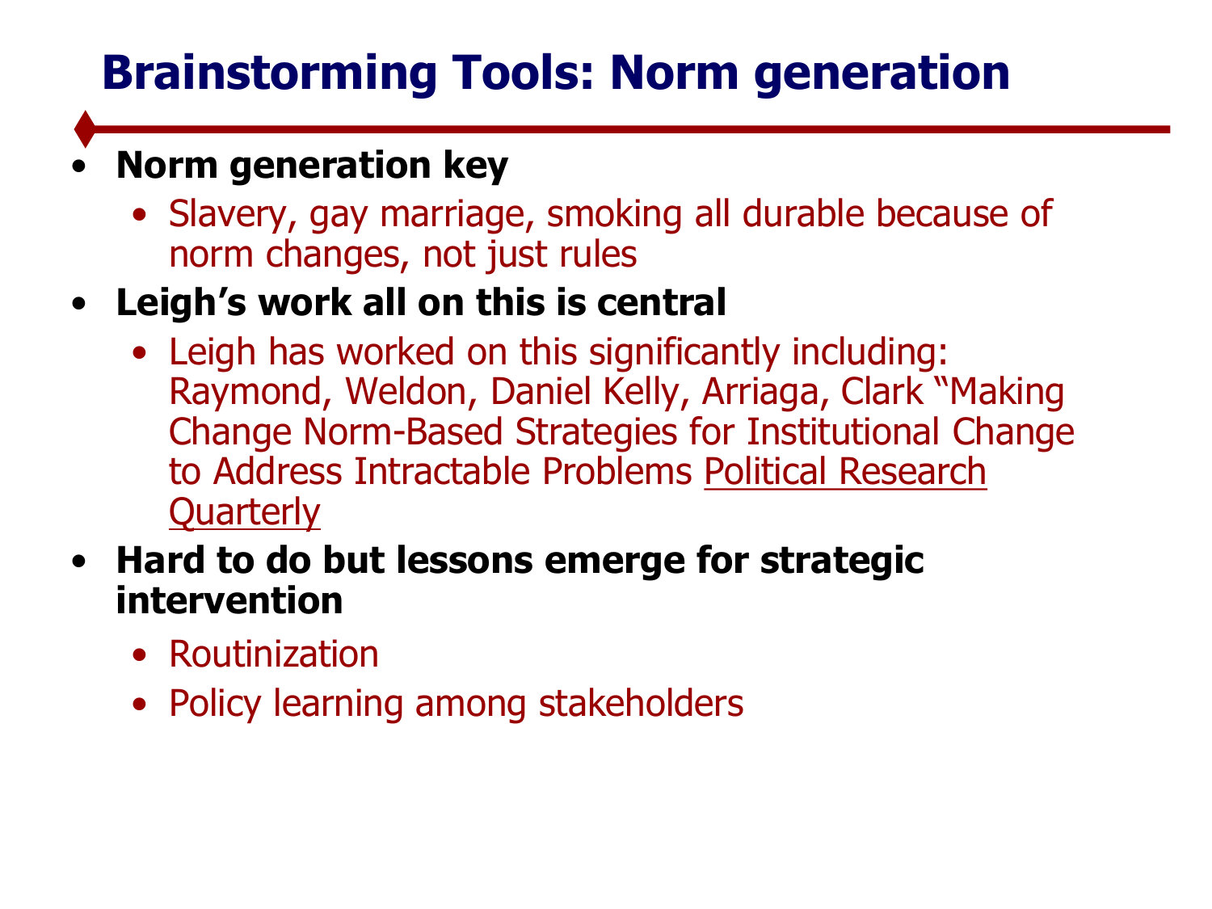# Brainstorming Tools: Norm generation

- **Norm generation key**
  - Slavery, gay marriage, smoking all durable because of norm changes, not just rules
- **Leigh's work all on this is central**
  - Leigh has worked on this significantly including: Raymond, Weldon, Daniel Kelly, Arriaga, Clark "Making Change Norm-Based Strategies for Institutional Change to Address Intractable Problems Political Research Quarterly
- **Hard to do but lessons emerge for strategic intervention**
  - Routinization
  - Policy learning among stakeholders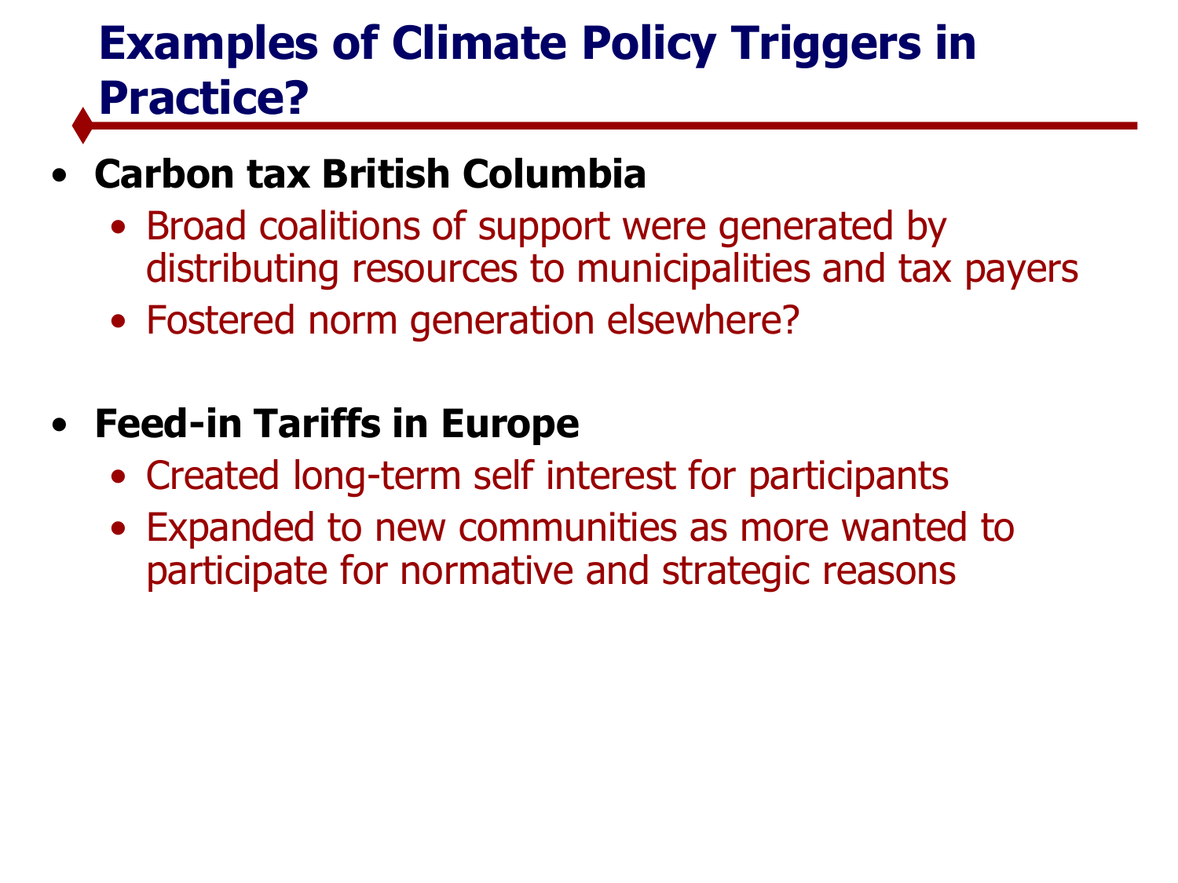# Examples of Climate Policy Triggers in Practice?

- **Carbon tax British Columbia**
  - Broad coalitions of support were generated by distributing resources to municipalities and tax payers
  - Fostered norm generation elsewhere?

- **Feed-in Tariffs in Europe**
  - Created long-term self interest for participants
  - Expanded to new communities as more wanted to participate for normative and strategic reasons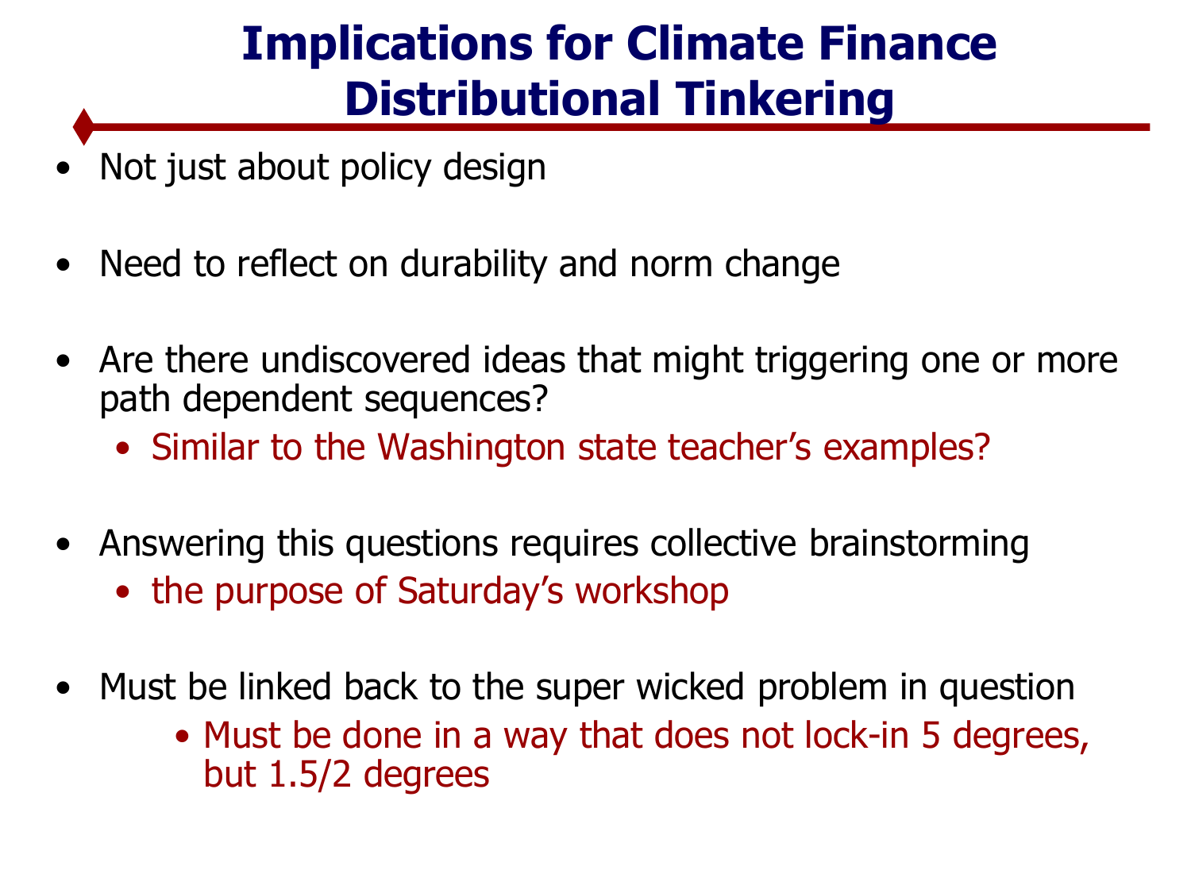# Implications for Climate Finance Distributional Tinkering

- Not just about policy design
- Need to reflect on durability and norm change
- Are there undiscovered ideas that might triggering one or more path dependent sequences?
  - Similar to the Washington state teacher's examples?
- Answering this questions requires collective brainstorming
  - the purpose of Saturday's workshop
- Must be linked back to the super wicked problem in question
  - Must be done in a way that does not lock-in 5 degrees, but 1.5/2 degrees